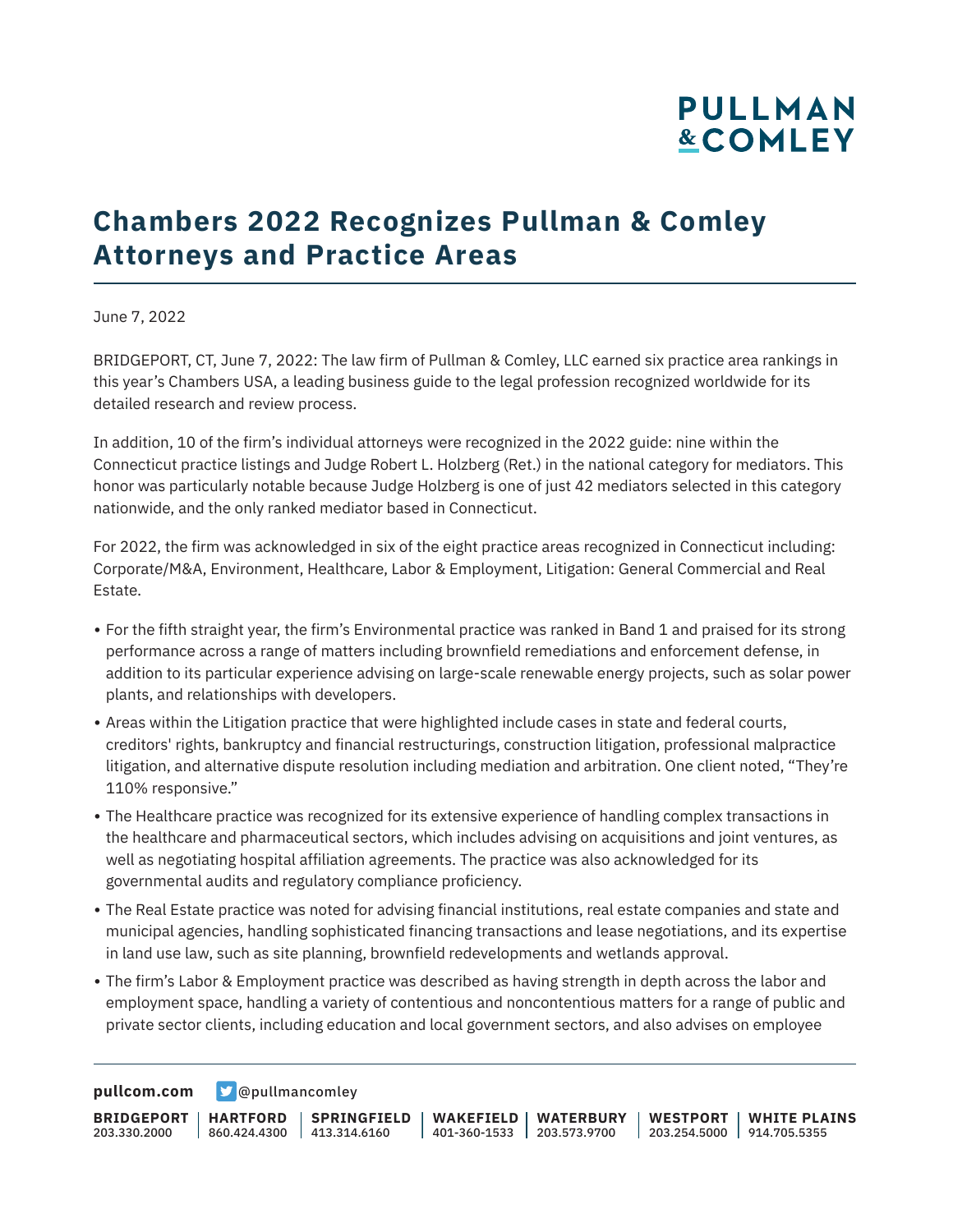# Chambers 2022 Recognizes Pullman & Comley Attorneys and Practice Areas

June 7, 2022

BRIDGEPORT, CT, June 7, 2022: The law firm of Pullman & Comley, LLC earned six practice area rankings in this year's Chambers USA, a leading business guide to the legal profession recognized worldwide for its detailed research and review process.

In addition, 10 of the firm's individual attorneys were recognized in the 2022 guide: nine within the Connecticut practice listings and Judge Robert L. Holzberg (Ret.) in the national category for mediators. This honor was particularly notable because Judge Holzberg is one of just 42 mediators selected in this category nationwide, and the only ranked mediator based in Connecticut.

For 2022, the firm was acknowledged in six of the eight practice areas recognized in Connecticut including: Corporate/M&A, Environment, Healthcare, Labor & Employment, Litigation: General Commercial and Real Estate.

- For the fifth straight year, the firm's Environmental practice was ranked in Band 1 and praised for its strong performance across a range of matters including brownfield remediations and enforcement defense, in addition to its particular experience advising on large-scale renewable energy projects, such as solar power plants, and relationships with developers.
- Areas within the Litigation practice that were highlighted include cases in state and federal courts, creditors' rights, bankruptcy and financial restructurings, construction litigation, professional malpractice litigation, and alternative dispute resolution including mediation and arbitration. One client noted, "They're 110% responsive."
- The Healthcare practice was recognized for its extensive experience of handling complex transactions in the healthcare and pharmaceutical sectors, which includes advising on acquisitions and joint ventures, as well as negotiating hospital affiliation agreements. The practice was also acknowledged for its governmental audits and regulatory compliance proficiency.
- The Real Estate practice was noted for advising financial institutions, real estate companies and state and municipal agencies, handling sophisticated financing transactions and lease negotiations, and its expertise in land use law, such as site planning, brownfield redevelopments and wetlands approval.
- The firm's Labor & Employment practice was described as having strength in depth across the labor and employment space, handling a variety of contentious and noncontentious matters for a range of public and private sector clients, including education and local government sectors, and also advises on employee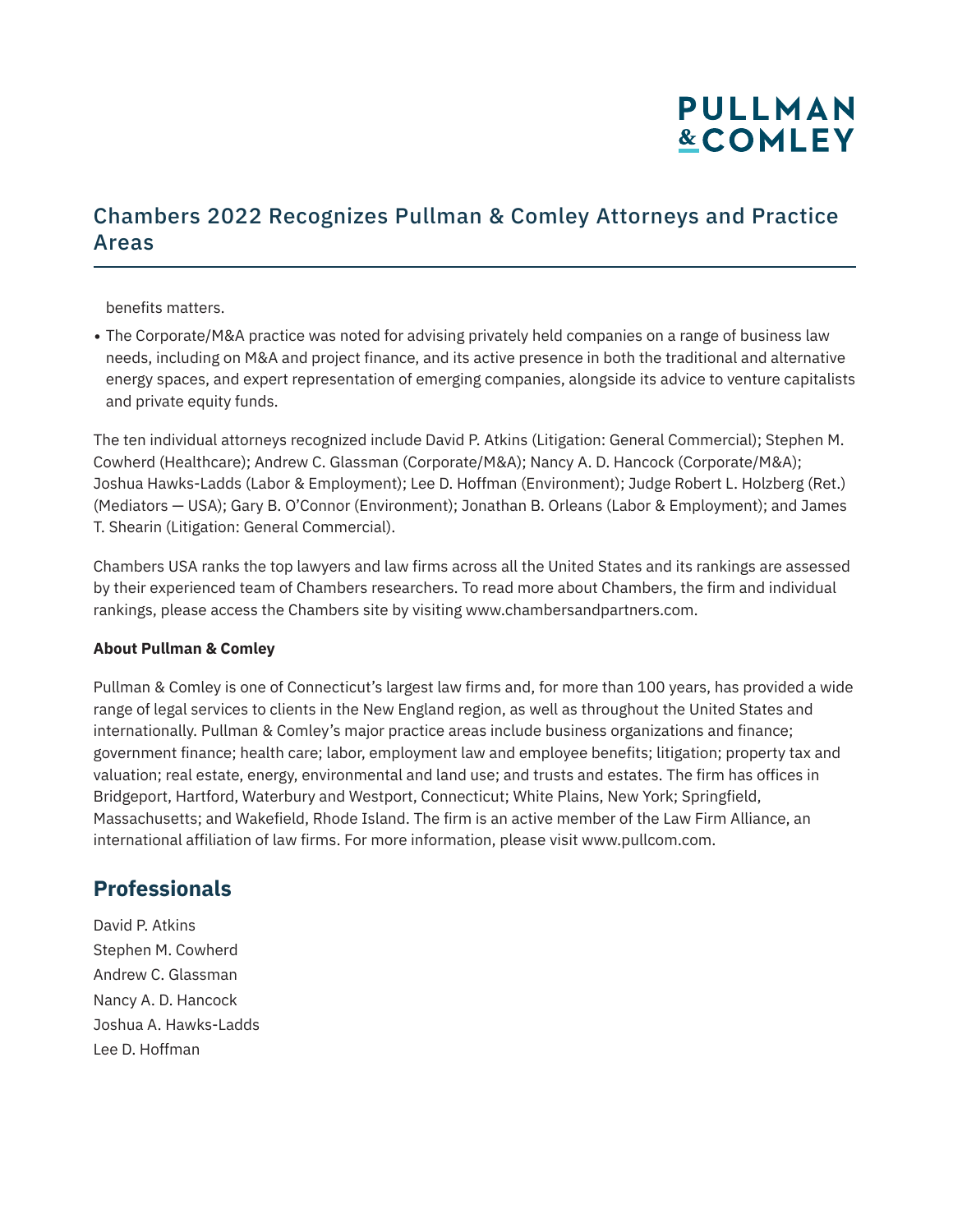benefits matters.

- The Corporate/M&A practice was noted for advising privately held companies on a range of business law needs, including on M&A and project finance, and its active presence in both the traditional and alternative energy spaces, and expert representation of emerging companies, alongside its advice to venture capitalists and private equity funds.

The ten individual attorneys recognized include David P. Atkins (Litigation: General Commercial); Stephen M. Cowherd (Healthcare); Andrew C. Glassman (Corporate/M&A); Nancy A. D. Hancock (Corporate/M&A); Joshua Hawks-Ladds (Labor & Employment); Lee D. Hoffman (Environment); Judge Robert L. Holzberg (Ret.) (Mediators — USA); Gary B. O'Connor (Environment); Jonathan B. Orleans (Labor & Employment); and James T. Shearin (Litigation: General Commercial).

Chambers USA ranks the top lawyers and law firms across all the United States and its rankings are assessed by their experienced team of Chambers researchers. To read more about Chambers, the firm and individual rankings, please access the Chambers site by visiting www.chambersandpartners.com.

**About Pullman & Comley**

Pullman & Comley is one of Connecticut's largest law firms and, for more than 100 years, has provided a wide range of legal services to clients in the New England region, as well as throughout the United States and internationally. Pullman & Comley's major practice areas include business organizations and finance; government finance; health care; labor, employment law and employee benefits; litigation; property tax and valuation; real estate, energy, environmental and land use; and trusts and estates. The firm has offices in Bridgeport, Hartford, Waterbury and Westport, Connecticut; White Plains, New York; Springfield, Massachusetts; and Wakefield, Rhode Island. The firm is an active member of the Law Firm Alliance, an international affiliation of law firms. For more information, please visit www.pullcom.com.

## Professionals

David P. Atkins
Stephen M. Cowherd
Andrew C. Glassman
Nancy A. D. Hancock
Joshua A. Hawks-Ladds
Lee D. Hoffman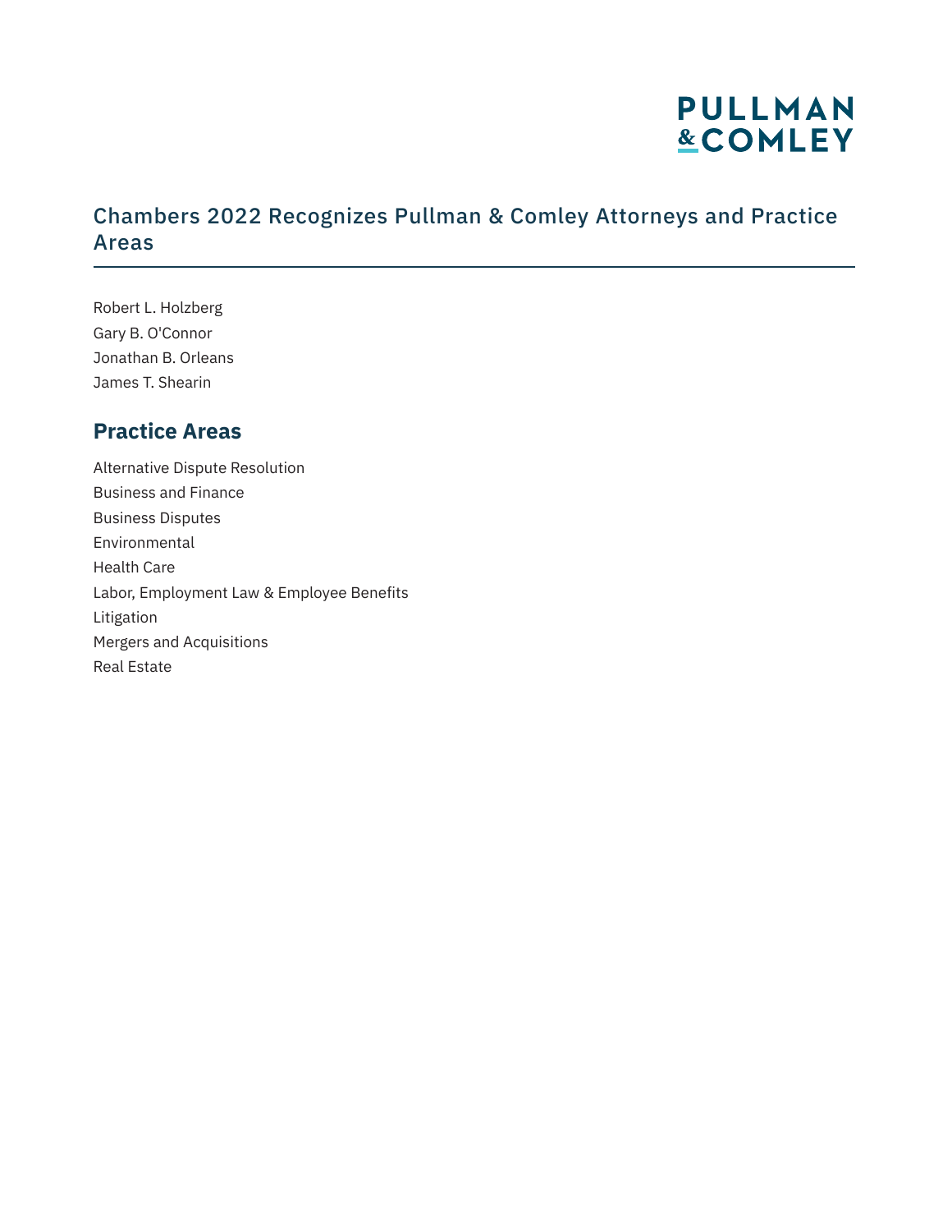## Chambers 2022 Recognizes Pullman & Comley Attorneys and Practice Areas

Robert L. Holzberg
Gary B. O'Connor
Jonathan B. Orleans
James T. Shearin

## Practice Areas

Alternative Dispute Resolution
Business and Finance
Business Disputes
Environmental
Health Care
Labor, Employment Law & Employee Benefits
Litigation
Mergers and Acquisitions
Real Estate